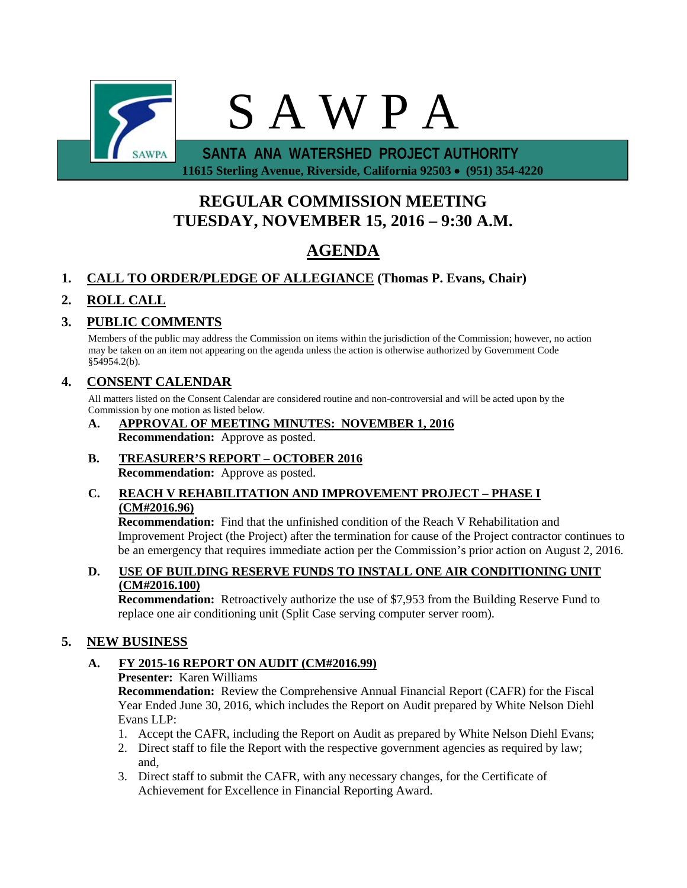# S A W P A

**SANTA ANA WATERSHED PROJECT AUTHORITY**

**11615 Sterling Avenue, Riverside, California 92503 • (951) 354-4220**

## REGULAR COMMISSION MEETING
## TUESDAY, NOVEMBER 15, 2016 – 9:30 A.M.

## AGENDA

1. **CALL TO ORDER/PLEDGE OF ALLEGIANCE (Thomas P. Evans, Chair)**

2. **ROLL CALL**

3. **PUBLIC COMMENTS**

   Members of the public may address the Commission on items within the jurisdiction of the Commission; however, no action may be taken on an item not appearing on the agenda unless the action is otherwise authorized by Government Code §54954.2(b).

4. **CONSENT CALENDAR**

   All matters listed on the Consent Calendar are considered routine and non-controversial and will be acted upon by the Commission by one motion as listed below.

   **A. APPROVAL OF MEETING MINUTES: NOVEMBER 1, 2016**
   **Recommendation:** Approve as posted.

   **B. TREASURER'S REPORT – OCTOBER 2016**
   **Recommendation:** Approve as posted.

   **C. REACH V REHABILITATION AND IMPROVEMENT PROJECT – PHASE I (CM#2016.96)**
   **Recommendation:** Find that the unfinished condition of the Reach V Rehabilitation and Improvement Project (the Project) after the termination for cause of the Project contractor continues to be an emergency that requires immediate action per the Commission's prior action on August 2, 2016.

   **D. USE OF BUILDING RESERVE FUNDS TO INSTALL ONE AIR CONDITIONING UNIT (CM#2016.100)**
   **Recommendation:** Retroactively authorize the use of $7,953 from the Building Reserve Fund to replace one air conditioning unit (Split Case serving computer server room).

5. **NEW BUSINESS**

   **A. FY 2015-16 REPORT ON AUDIT (CM#2016.99)**
   **Presenter:** Karen Williams
   **Recommendation:** Review the Comprehensive Annual Financial Report (CAFR) for the Fiscal Year Ended June 30, 2016, which includes the Report on Audit prepared by White Nelson Diehl Evans LLP:

   1. Accept the CAFR, including the Report on Audit as prepared by White Nelson Diehl Evans;
   2. Direct staff to file the Report with the respective government agencies as required by law; and,
   3. Direct staff to submit the CAFR, with any necessary changes, for the Certificate of Achievement for Excellence in Financial Reporting Award.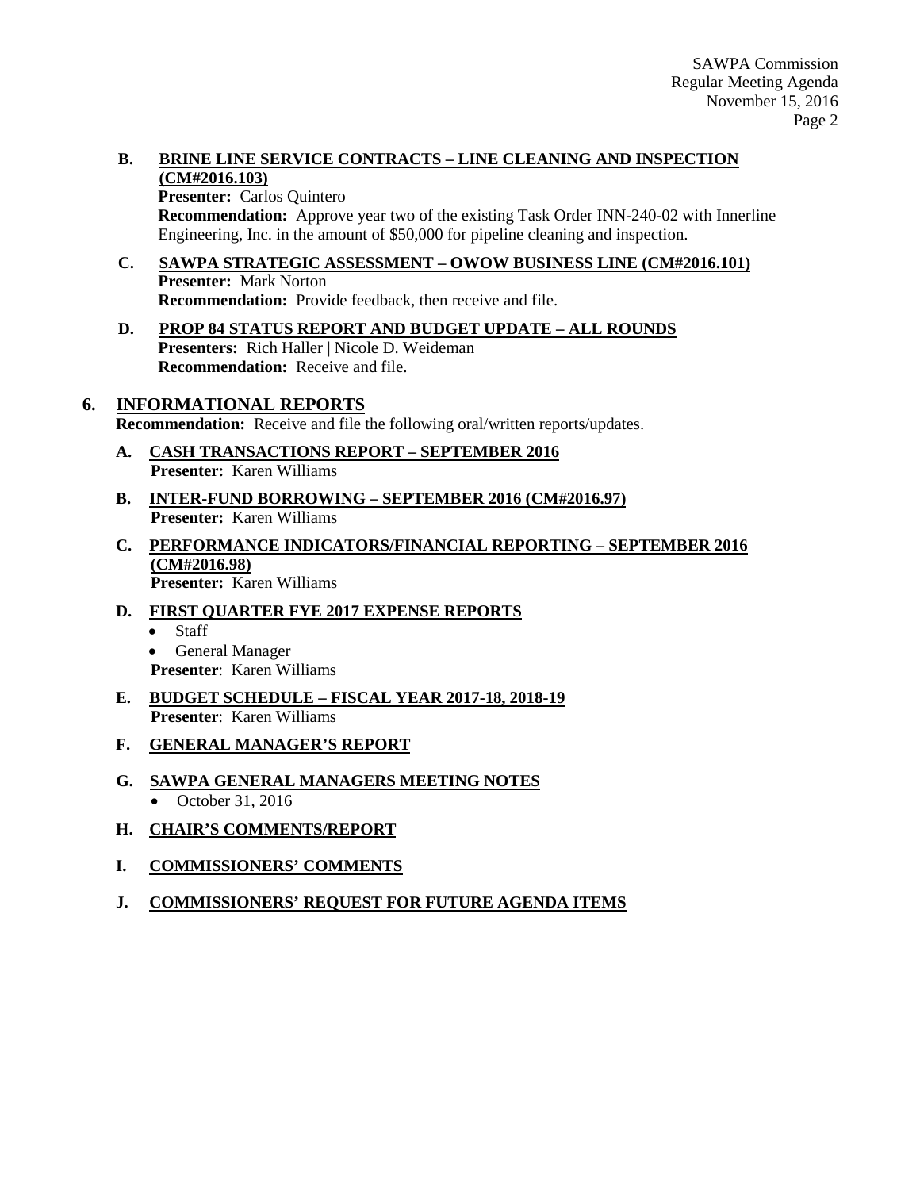**B. BRINE LINE SERVICE CONTRACTS – LINE CLEANING AND INSPECTION (CM#2016.103)**

**Presenter:** Carlos Quintero

**Recommendation:** Approve year two of the existing Task Order INN-240-02 with Innerline Engineering, Inc. in the amount of $50,000 for pipeline cleaning and inspection.

**C. SAWPA STRATEGIC ASSESSMENT – OWOW BUSINESS LINE (CM#2016.101)**

**Presenter:** Mark Norton

**Recommendation:** Provide feedback, then receive and file.

**D. PROP 84 STATUS REPORT AND BUDGET UPDATE – ALL ROUNDS**

**Presenters:** Rich Haller | Nicole D. Weideman

**Recommendation:** Receive and file.

## 6. INFORMATIONAL REPORTS

**Recommendation:** Receive and file the following oral/written reports/updates.

**A. CASH TRANSACTIONS REPORT – SEPTEMBER 2016**

**Presenter:** Karen Williams

**B. INTER-FUND BORROWING – SEPTEMBER 2016 (CM#2016.97)**

**Presenter:** Karen Williams

**C. PERFORMANCE INDICATORS/FINANCIAL REPORTING – SEPTEMBER 2016 (CM#2016.98)**

**Presenter:** Karen Williams

**D. FIRST QUARTER FYE 2017 EXPENSE REPORTS**

- Staff
- General Manager

**Presenter**: Karen Williams

**E. BUDGET SCHEDULE – FISCAL YEAR 2017-18, 2018-19**

**Presenter**: Karen Williams

**F. GENERAL MANAGER'S REPORT**

**G. SAWPA GENERAL MANAGERS MEETING NOTES**

- October 31, 2016

**H. CHAIR'S COMMENTS/REPORT**

**I. COMMISSIONERS' COMMENTS**

**J. COMMISSIONERS' REQUEST FOR FUTURE AGENDA ITEMS**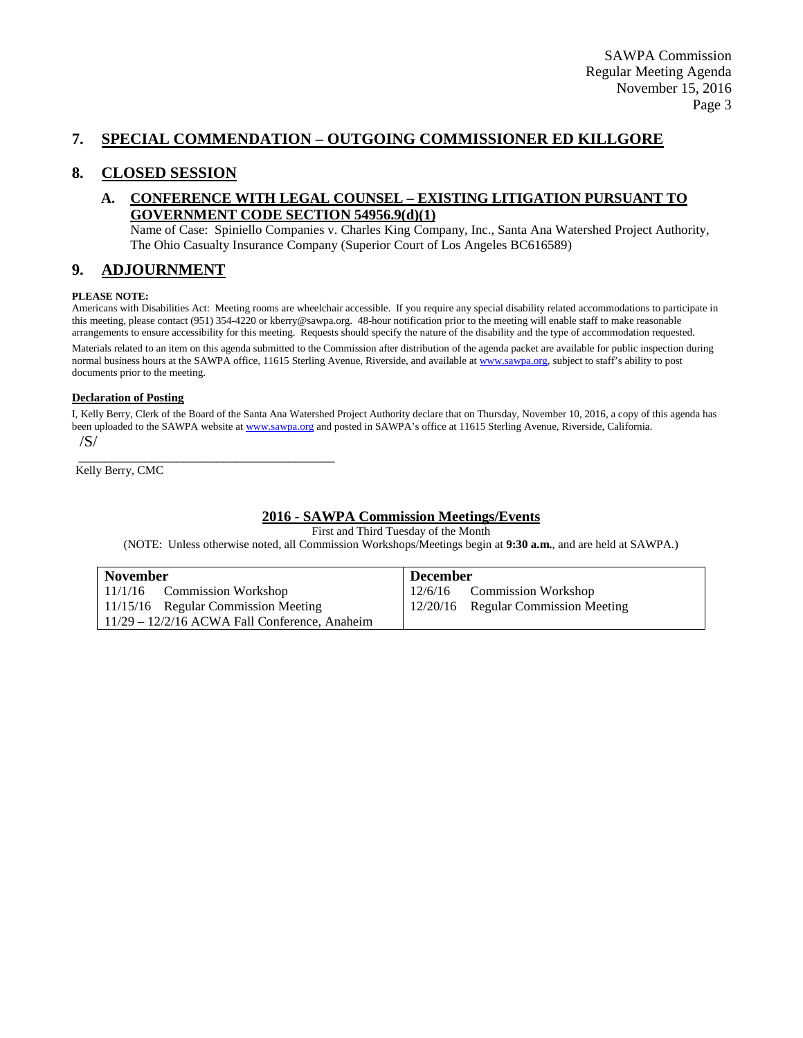## 7. SPECIAL COMMENDATION – OUTGOING COMMISSIONER ED KILLGORE

## 8. CLOSED SESSION

### A. CONFERENCE WITH LEGAL COUNSEL – EXISTING LITIGATION PURSUANT TO GOVERNMENT CODE SECTION 54956.9(d)(1)

Name of Case: Spiniello Companies v. Charles King Company, Inc., Santa Ana Watershed Project Authority, The Ohio Casualty Insurance Company (Superior Court of Los Angeles BC616589)

## 9. ADJOURNMENT

**PLEASE NOTE:**

Americans with Disabilities Act: Meeting rooms are wheelchair accessible. If you require any special disability related accommodations to participate in this meeting, please contact (951) 354-4220 or kberry@sawpa.org. 48-hour notification prior to the meeting will enable staff to make reasonable arrangements to ensure accessibility for this meeting. Requests should specify the nature of the disability and the type of accommodation requested.

Materials related to an item on this agenda submitted to the Commission after distribution of the agenda packet are available for public inspection during normal business hours at the SAWPA office, 11615 Sterling Avenue, Riverside, and available at www.sawpa.org, subject to staff's ability to post documents prior to the meeting.

**Declaration of Posting**

I, Kelly Berry, Clerk of the Board of the Santa Ana Watershed Project Authority declare that on Thursday, November 10, 2016, a copy of this agenda has been uploaded to the SAWPA website at www.sawpa.org and posted in SAWPA's office at 11615 Sterling Avenue, Riverside, California.

/S/

\_\_\_\_\_\_\_\_\_\_\_\_\_\_\_\_\_\_\_\_\_\_\_\_\_\_\_\_\_\_\_\_\_\_\_\_\_\_\_\_

Kelly Berry, CMC

### 2016 - SAWPA Commission Meetings/Events

First and Third Tuesday of the Month

(NOTE: Unless otherwise noted, all Commission Workshops/Meetings begin at **9:30 a.m.**, and are held at SAWPA.)

| November | December |
|---|---|
| 11/1/16 Commission Workshop | 12/6/16 Commission Workshop |
| 11/15/16 Regular Commission Meeting | 12/20/16 Regular Commission Meeting |
| 11/29 – 12/2/16 ACWA Fall Conference, Anaheim | |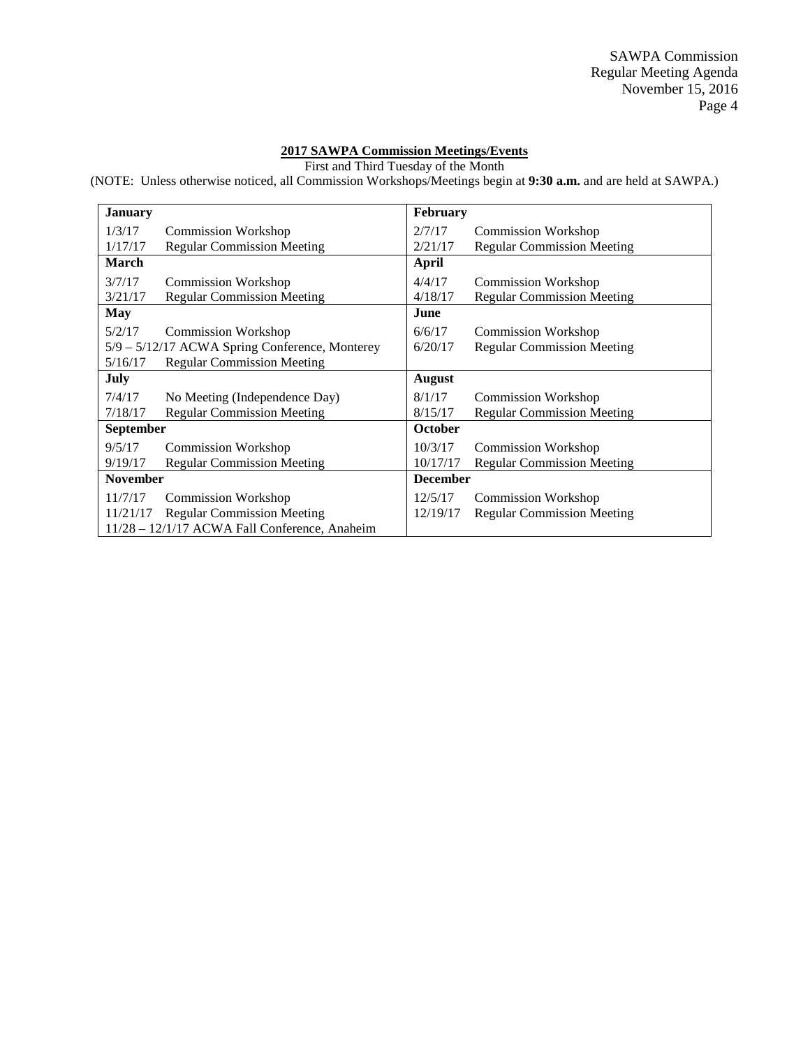**2017 SAWPA Commission Meetings/Events**

First and Third Tuesday of the Month

(NOTE: Unless otherwise noticed, all Commission Workshops/Meetings begin at **9:30 a.m.** and are held at SAWPA.)

| | |
|---|---|
| **January** | **February** |
| 1/3/17 Commission Workshop<br>1/17/17 Regular Commission Meeting | 2/7/17 Commission Workshop<br>2/21/17 Regular Commission Meeting |
| **March** | **April** |
| 3/7/17 Commission Workshop<br>3/21/17 Regular Commission Meeting | 4/4/17 Commission Workshop<br>4/18/17 Regular Commission Meeting |
| **May** | **June** |
| 5/2/17 Commission Workshop<br>5/9 – 5/12/17 ACWA Spring Conference, Monterey<br>5/16/17 Regular Commission Meeting | 6/6/17 Commission Workshop<br>6/20/17 Regular Commission Meeting |
| **July** | **August** |
| 7/4/17 No Meeting (Independence Day)<br>7/18/17 Regular Commission Meeting | 8/1/17 Commission Workshop<br>8/15/17 Regular Commission Meeting |
| **September** | **October** |
| 9/5/17 Commission Workshop<br>9/19/17 Regular Commission Meeting | 10/3/17 Commission Workshop<br>10/17/17 Regular Commission Meeting |
| **November** | **December** |
| 11/7/17 Commission Workshop<br>11/21/17 Regular Commission Meeting<br>11/28 – 12/1/17 ACWA Fall Conference, Anaheim | 12/5/17 Commission Workshop<br>12/19/17 Regular Commission Meeting |